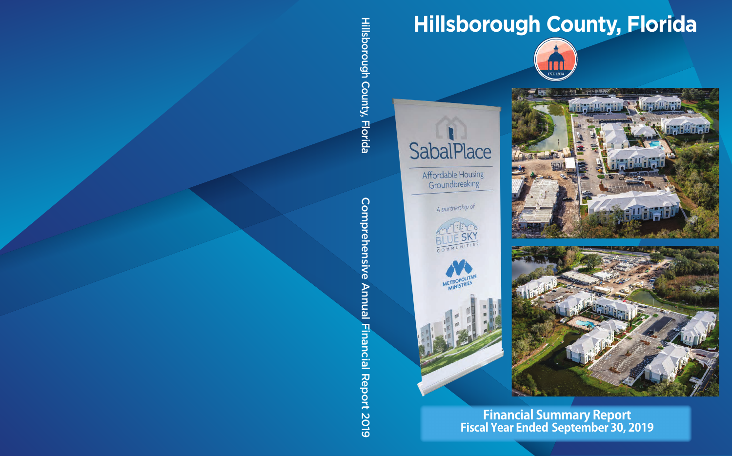# Hillsborough County, Florida

EST. 1834

SabalPlace

Affordable Housing Groundbreaking

A partnership of

BLUE SKY COMMUNITIES

METROPOLITAN MINISTRIES

Hillsborough County, Florida

Comprehensive Annual Financial Report 2019

## Financial Summary Report
## Fiscal Year Ended September 30, 2019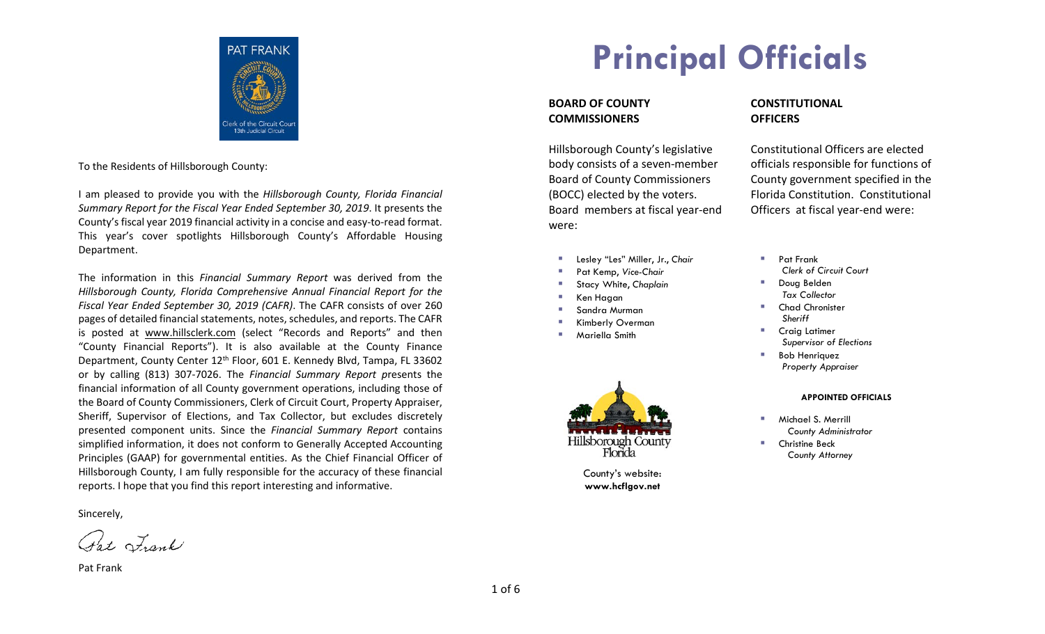To the Residents of Hillsborough County:

I am pleased to provide you with the *Hillsborough County, Florida Financial Summary Report for the Fiscal Year Ended September 30, 2019*. It presents the County's fiscal year 2019 financial activity in a concise and easy-to-read format. This year's cover spotlights Hillsborough County's Affordable Housing Department.

The information in this *Financial Summary Report* was derived from the *Hillsborough County, Florida Comprehensive Annual Financial Report for the Fiscal Year Ended September 30, 2019 (CAFR)*. The CAFR consists of over 260 pages of detailed financial statements, notes, schedules, and reports. The CAFR is posted at www.hillsclerk.com (select "Records and Reports" and then "County Financial Reports"). It is also available at the County Finance Department, County Center 12th Floor, 601 E. Kennedy Blvd, Tampa, FL 33602 or by calling (813) 307-7026. The *Financial Summary Report* presents the financial information of all County government operations, including those of the Board of County Commissioners, Clerk of Circuit Court, Property Appraiser, Sheriff, Supervisor of Elections, and Tax Collector, but excludes discretely presented component units. Since the *Financial Summary Report* contains simplified information, it does not conform to Generally Accepted Accounting Principles (GAAP) for governmental entities. As the Chief Financial Officer of Hillsborough County, I am fully responsible for the accuracy of these financial reports. I hope that you find this report interesting and informative.

Sincerely,

Pat Frank

# Principal Officials

**BOARD OF COUNTY COMMISSIONERS**

Hillsborough County's legislative body consists of a seven-member Board of County Commissioners (BOCC) elected by the voters. Board members at fiscal year-end were:

- Lesley "Les" Miller, Jr., *Chair*
- Pat Kemp, *Vice-Chair*
- Stacy White, *Chaplain*
- Ken Hagan
- Sandra Murman
- Kimberly Overman
- Mariella Smith

County's website: **www.hcflgov.net**

**CONSTITUTIONAL OFFICERS**

Constitutional Officers are elected officials responsible for functions of County government specified in the Florida Constitution. Constitutional Officers at fiscal year-end were:

- Pat Frank
  *Clerk of Circuit Court*
- Doug Belden
  *Tax Collector*
- Chad Chronister
  *Sheriff*
- Craig Latimer
  *Supervisor of Elections*
- Bob Henriquez
  *Property Appraiser*

**APPOINTED OFFICIALS**

- Michael S. Merrill
  *County Administrator*
- Christine Beck
  *County Attorney*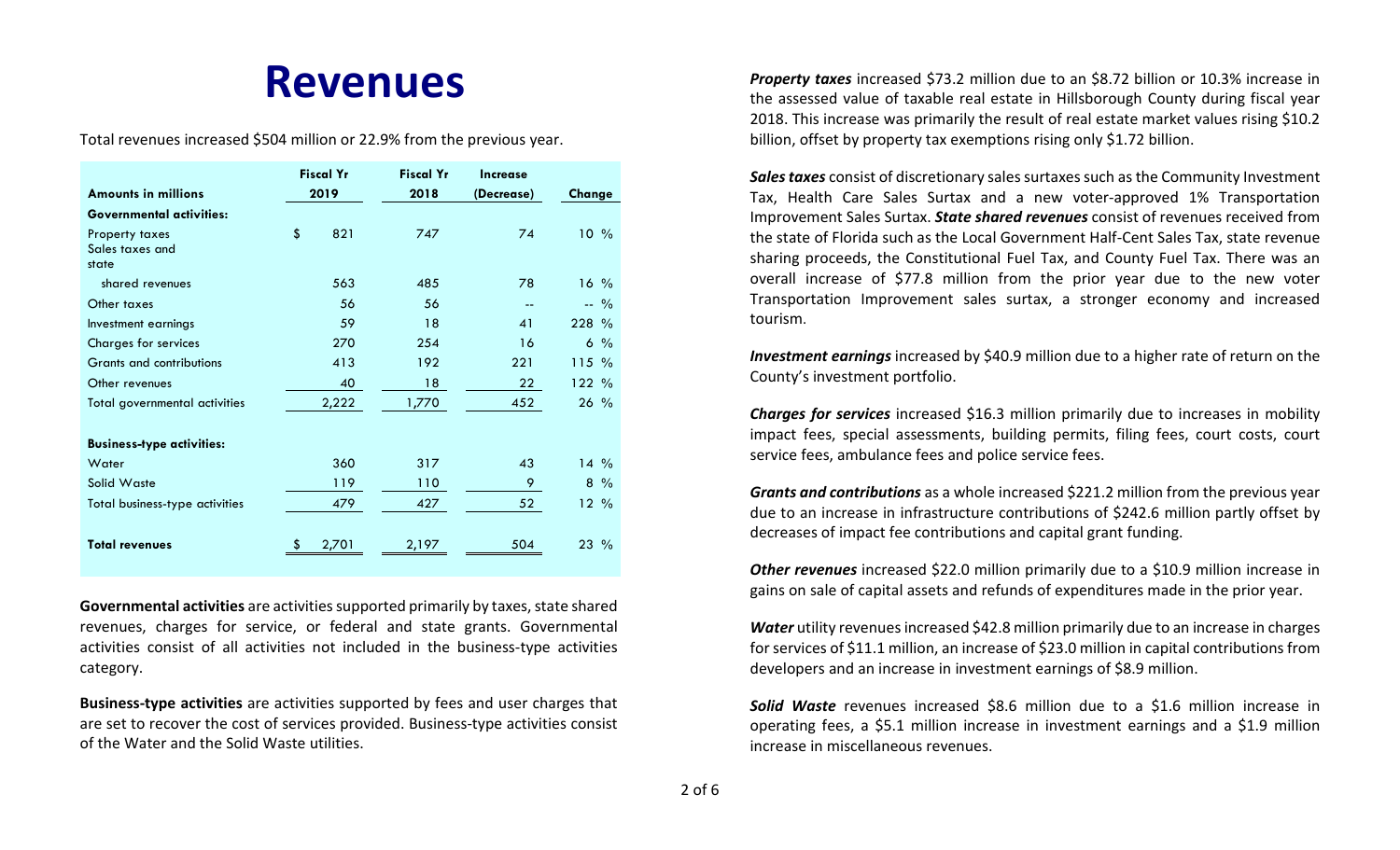# Revenues

Total revenues increased $504 million or 22.9% from the previous year.

| Amounts in millions | Fiscal Yr 2019 | Fiscal Yr 2018 | Increase (Decrease) | Change |
|---|---|---|---|---|
| **Governmental activities:** | | | | |
| Property taxes | $ 821 | 747 | 74 | 10 % |
| Sales taxes and state shared revenues | 563 | 485 | 78 | 16 % |
| Other taxes | 56 | 56 | -- | -- % |
| Investment earnings | 59 | 18 | 41 | 228 % |
| Charges for services | 270 | 254 | 16 | 6 % |
| Grants and contributions | 413 | 192 | 221 | 115 % |
| Other revenues | 40 | 18 | 22 | 122 % |
| Total governmental activities | 2,222 | 1,770 | 452 | 26 % |
| **Business-type activities:** | | | | |
| Water | 360 | 317 | 43 | 14 % |
| Solid Waste | 119 | 110 | 9 | 8 % |
| Total business-type activities | 479 | 427 | 52 | 12 % |
| **Total revenues** | $ 2,701 | 2,197 | 504 | 23 % |

**Governmental activities** are activities supported primarily by taxes, state shared revenues, charges for service, or federal and state grants. Governmental activities consist of all activities not included in the business-type activities category.

**Business-type activities** are activities supported by fees and user charges that are set to recover the cost of services provided. Business-type activities consist of the Water and the Solid Waste utilities.

***Property taxes*** increased $73.2 million due to an $8.72 billion or 10.3% increase in the assessed value of taxable real estate in Hillsborough County during fiscal year 2018. This increase was primarily the result of real estate market values rising $10.2 billion, offset by property tax exemptions rising only $1.72 billion.

***Sales taxes*** consist of discretionary sales surtaxes such as the Community Investment Tax, Health Care Sales Surtax and a new voter-approved 1% Transportation Improvement Sales Surtax. ***State shared revenues*** consist of revenues received from the state of Florida such as the Local Government Half-Cent Sales Tax, state revenue sharing proceeds, the Constitutional Fuel Tax, and County Fuel Tax. There was an overall increase of $77.8 million from the prior year due to the new voter Transportation Improvement sales surtax, a stronger economy and increased tourism.

***Investment earnings*** increased by $40.9 million due to a higher rate of return on the County's investment portfolio.

***Charges for services*** increased $16.3 million primarily due to increases in mobility impact fees, special assessments, building permits, filing fees, court costs, court service fees, ambulance fees and police service fees.

***Grants and contributions*** as a whole increased $221.2 million from the previous year due to an increase in infrastructure contributions of $242.6 million partly offset by decreases of impact fee contributions and capital grant funding.

***Other revenues*** increased $22.0 million primarily due to a $10.9 million increase in gains on sale of capital assets and refunds of expenditures made in the prior year.

***Water*** utility revenues increased $42.8 million primarily due to an increase in charges for services of $11.1 million, an increase of $23.0 million in capital contributions from developers and an increase in investment earnings of $8.9 million.

***Solid Waste*** revenues increased $8.6 million due to a $1.6 million increase in operating fees, a $5.1 million increase in investment earnings and a $1.9 million increase in miscellaneous revenues.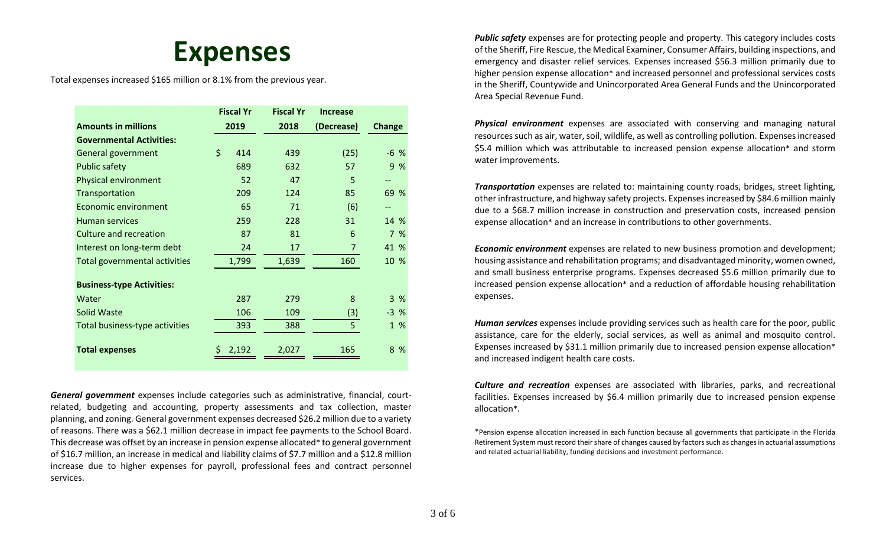# Expenses

Total expenses increased $165 million or 8.1% from the previous year.

| Amounts in millions | Fiscal Yr 2019 | Fiscal Yr 2018 | Increase (Decrease) | Change |
|---|---|---|---|---|
| **Governmental Activities:** | | | | |
| General government | $ 414 | 439 | (25) | -6 % |
| Public safety | 689 | 632 | 57 | 9 % |
| Physical environment | 52 | 47 | 5 | -- |
| Transportation | 209 | 124 | 85 | 69 % |
| Economic environment | 65 | 71 | (6) | -- |
| Human services | 259 | 228 | 31 | 14 % |
| Culture and recreation | 87 | 81 | 6 | 7 % |
| Interest on long-term debt | 24 | 17 | 7 | 41 % |
| Total governmental activities | 1,799 | 1,639 | 160 | 10 % |
| **Business-type Activities:** | | | | |
| Water | 287 | 279 | 8 | 3 % |
| Solid Waste | 106 | 109 | (3) | -3 % |
| Total business-type activities | 393 | 388 | 5 | 1 % |
| **Total expenses** | $ 2,192 | 2,027 | 165 | 8 % |

***General government*** expenses include categories such as administrative, financial, court-related, budgeting and accounting, property assessments and tax collection, master planning, and zoning. General government expenses decreased $26.2 million due to a variety of reasons. There was a $62.1 million decrease in impact fee payments to the School Board. This decrease was offset by an increase in pension expense allocated* to general government of $16.7 million, an increase in medical and liability claims of $7.7 million and a $12.8 million increase due to higher expenses for payroll, professional fees and contract personnel services.

***Public safety*** expenses are for protecting people and property. This category includes costs of the Sheriff, Fire Rescue, the Medical Examiner, Consumer Affairs, building inspections, and emergency and disaster relief services. Expenses increased $56.3 million primarily due to higher pension expense allocation* and increased personnel and professional services costs in the Sheriff, Countywide and Unincorporated Area General Funds and the Unincorporated Area Special Revenue Fund.

***Physical environment*** expenses are associated with conserving and managing natural resources such as air, water, soil, wildlife, as well as controlling pollution. Expenses increased $5.4 million which was attributable to increased pension expense allocation* and storm water improvements.

***Transportation*** expenses are related to: maintaining county roads, bridges, street lighting, other infrastructure, and highway safety projects. Expenses increased by $84.6 million mainly due to a $68.7 million increase in construction and preservation costs, increased pension expense allocation* and an increase in contributions to other governments.

***Economic environment*** expenses are related to new business promotion and development; housing assistance and rehabilitation programs; and disadvantaged minority, women owned, and small business enterprise programs. Expenses decreased $5.6 million primarily due to increased pension expense allocation* and a reduction of affordable housing rehabilitation expenses.

***Human services*** expenses include providing services such as health care for the poor, public assistance, care for the elderly, social services, as well as animal and mosquito control. Expenses increased by $31.1 million primarily due to increased pension expense allocation* and increased indigent health care costs.

***Culture and recreation*** expenses are associated with libraries, parks, and recreational facilities. Expenses increased by $6.4 million primarily due to increased pension expense allocation*.

*Pension expense allocation increased in each function because all governments that participate in the Florida Retirement System must record their share of changes caused by factors such as changes in actuarial assumptions and related actuarial liability, funding decisions and investment performance.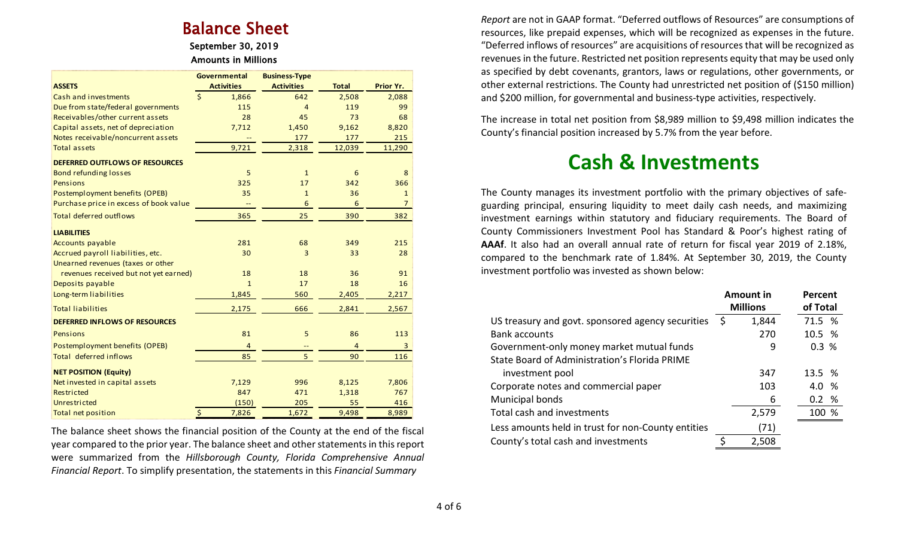## Balance Sheet

**September 30, 2019**

**Amounts in Millions**

| **ASSETS** | **Governmental Activities** | **Business-Type Activities** | **Total** | **Prior Yr.** |
|---|---|---|---|---|
| Cash and investments | $ 1,866 | 642 | 2,508 | 2,088 |
| Due from state/federal governments | 115 | 4 | 119 | 99 |
| Receivables/other current assets | 28 | 45 | 73 | 68 |
| Capital assets, net of depreciation | 7,712 | 1,450 | 9,162 | 8,820 |
| Notes receivable/noncurrent assets | -- | 177 | 177 | 215 |
| Total assets | 9,721 | 2,318 | 12,039 | 11,290 |
| **DEFERRED OUTFLOWS OF RESOURCES** | | | | |
| Bond refunding losses | 5 | 1 | 6 | 8 |
| Pensions | 325 | 17 | 342 | 366 |
| Postemployment benefits (OPEB) | 35 | 1 | 36 | 1 |
| Purchase price in excess of book value | -- | 6 | 6 | 7 |
| Total deferred outflows | 365 | 25 | 390 | 382 |
| **LIABILITIES** | | | | |
| Accounts payable | 281 | 68 | 349 | 215 |
| Accrued payroll liabilities, etc. | 30 | 3 | 33 | 28 |
| Unearned revenues (taxes or other revenues received but not yet earned) | 18 | 18 | 36 | 91 |
| Deposits payable | 1 | 17 | 18 | 16 |
| Long-term liabilities | 1,845 | 560 | 2,405 | 2,217 |
| Total liabilities | 2,175 | 666 | 2,841 | 2,567 |
| **DEFERRED INFLOWS OF RESOURCES** | | | | |
| Pensions | 81 | 5 | 86 | 113 |
| Postemployment benefits (OPEB) | 4 | -- | 4 | 3 |
| Total deferred inflows | 85 | 5 | 90 | 116 |
| **NET POSITION (Equity)** | | | | |
| Net invested in capital assets | 7,129 | 996 | 8,125 | 7,806 |
| Restricted | 847 | 471 | 1,318 | 767 |
| Unrestricted | (150) | 205 | 55 | 416 |
| Total net position | $ 7,826 | 1,672 | 9,498 | 8,989 |

The balance sheet shows the financial position of the County at the end of the fiscal year compared to the prior year. The balance sheet and other statements in this report were summarized from the *Hillsborough County, Florida Comprehensive Annual Financial Report*. To simplify presentation, the statements in this *Financial Summary Report* are not in GAAP format. "Deferred outflows of Resources" are consumptions of resources, like prepaid expenses, which will be recognized as expenses in the future. "Deferred inflows of resources" are acquisitions of resources that will be recognized as revenues in the future. Restricted net position represents equity that may be used only as specified by debt covenants, grantors, laws or regulations, other governments, or other external restrictions. The County had unrestricted net position of ($150 million) and $200 million, for governmental and business-type activities, respectively.

The increase in total net position from $8,989 million to $9,498 million indicates the County's financial position increased by 5.7% from the year before.

## Cash & Investments

The County manages its investment portfolio with the primary objectives of safeguarding principal, ensuring liquidity to meet daily cash needs, and maximizing investment earnings within statutory and fiduciary requirements. The Board of County Commissioners Investment Pool has Standard & Poor's highest rating of **AAAf**. It also had an overall annual rate of return for fiscal year 2019 of 2.18%, compared to the benchmark rate of 1.84%. At September 30, 2019, the County investment portfolio was invested as shown below:

| | **Amount in Millions** | **Percent of Total** |
|---|---|---|
| US treasury and govt. sponsored agency securities | $ 1,844 | 71.5 % |
| Bank accounts | 270 | 10.5 % |
| Government-only money market mutual funds | 9 | 0.3 % |
| State Board of Administration's Florida PRIME investment pool | 347 | 13.5 % |
| Corporate notes and commercial paper | 103 | 4.0 % |
| Municipal bonds | 6 | 0.2 % |
| Total cash and investments | 2,579 | 100 % |
| Less amounts held in trust for non-County entities | (71) | |
| County's total cash and investments | $ 2,508 | |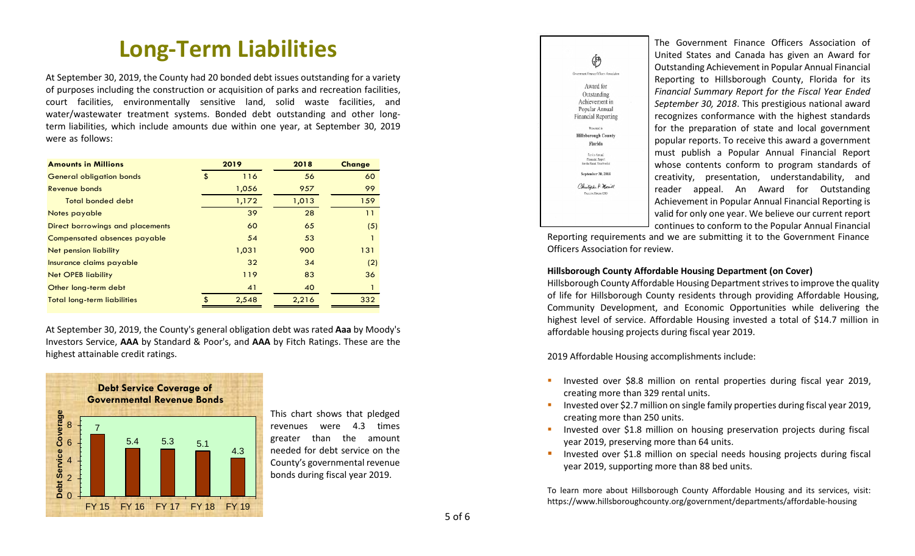# Long-Term Liabilities

At September 30, 2019, the County had 20 bonded debt issues outstanding for a variety of purposes including the construction or acquisition of parks and recreation facilities, court facilities, environmentally sensitive land, solid waste facilities, and water/wastewater treatment systems. Bonded debt outstanding and other long-term liabilities, which include amounts due within one year, at September 30, 2019 were as follows:

| Amounts in Millions | 2019 | 2018 | Change |
|---|---|---|---|
| General obligation bonds | $ 116 | 56 | 60 |
| Revenue bonds | 1,056 | 957 | 99 |
| Total bonded debt | 1,172 | 1,013 | 159 |
| Notes payable | 39 | 28 | 11 |
| Direct borrowings and placements | 60 | 65 | (5) |
| Compensated absences payable | 54 | 53 | 1 |
| Net pension liability | 1,031 | 900 | 131 |
| Insurance claims payable | 32 | 34 | (2) |
| Net OPEB liability | 119 | 83 | 36 |
| Other long-term debt | 41 | 40 | 1 |
| Total long-term liabilities | $ 2,548 | 2,216 | 332 |

At September 30, 2019, the County's general obligation debt was rated **Aaa** by Moody's Investors Service, **AAA** by Standard & Poor's, and **AAA** by Fitch Ratings. These are the highest attainable credit ratings.

**Debt Service Coverage of Governmental Revenue Bonds**

| | FY 15 | FY 16 | FY 17 | FY 18 | FY 19 |
|---|---|---|---|---|---|
| Debt Service Coverage | 7 | 5.4 | 5.3 | 5.1 | 4.3 |

This chart shows that pledged revenues were 4.3 times greater than the amount needed for debt service on the County's governmental revenue bonds during fiscal year 2019.

Government Finance Officers Association

Award for Outstanding Achievement in Popular Annual Financial Reporting

Presented to Hillsborough County Florida

For its Annual Financial Report for the Fiscal Year Ended September 30, 2018

Christopher P. Morrill
Executive Director/CEO

The Government Finance Officers Association of United States and Canada has given an Award for Outstanding Achievement in Popular Annual Financial Reporting to Hillsborough County, Florida for its *Financial Summary Report for the Fiscal Year Ended September 30, 2018*. This prestigious national award recognizes conformance with the highest standards for the preparation of state and local government popular reports. To receive this award a government must publish a Popular Annual Financial Report whose contents conform to program standards of creativity, presentation, understandability, and reader appeal. An Award for Outstanding Achievement in Popular Annual Financial Reporting is valid for only one year. We believe our current report continues to conform to the Popular Annual Financial Reporting requirements and we are submitting it to the Government Finance Officers Association for review.

**Hillsborough County Affordable Housing Department (on Cover)**

Hillsborough County Affordable Housing Department strives to improve the quality of life for Hillsborough County residents through providing Affordable Housing, Community Development, and Economic Opportunities while delivering the highest level of service. Affordable Housing invested a total of $14.7 million in affordable housing projects during fiscal year 2019.

2019 Affordable Housing accomplishments include:

- Invested over $8.8 million on rental properties during fiscal year 2019, creating more than 329 rental units.
- Invested over $2.7 million on single family properties during fiscal year 2019, creating more than 250 units.
- Invested over $1.8 million on housing preservation projects during fiscal year 2019, preserving more than 64 units.
- Invested over $1.8 million on special needs housing projects during fiscal year 2019, supporting more than 88 bed units.

To learn more about Hillsborough County Affordable Housing and its services, visit: https://www.hillsboroughcounty.org/government/departments/affordable-housing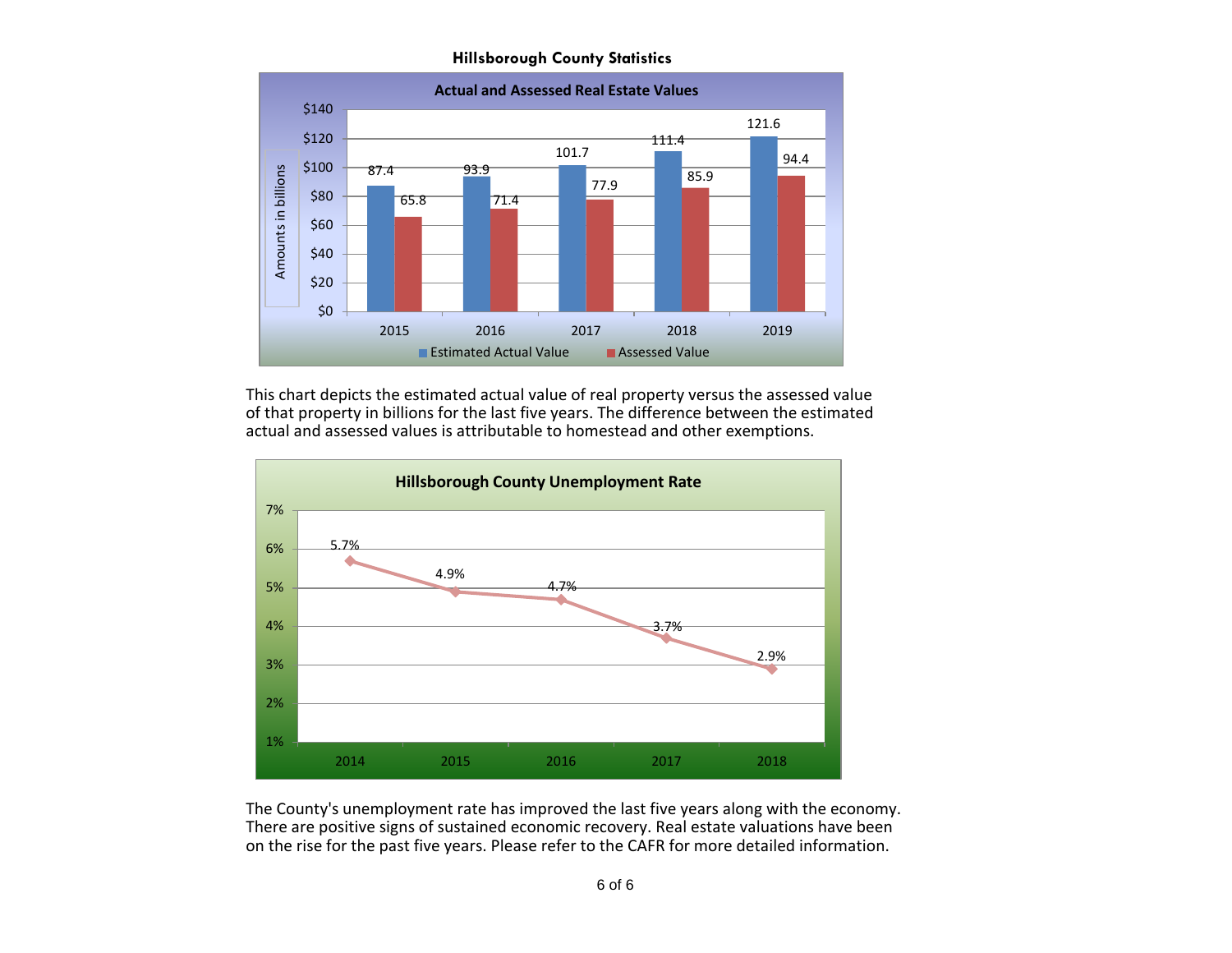## Hillsborough County Statistics

**Actual and Assessed Real Estate Values**

Amounts in billions

$140
$120
$100
$80
$60
$40
$20
$0

2015: 87.4, 65.8
2016: 93.9, 71.4
2017: 101.7, 77.9
2018: 111.4, 85.9
2019: 121.6, 94.4

Estimated Actual Value
Assessed Value

This chart depicts the estimated actual value of real property versus the assessed value of that property in billions for the last five years. The difference between the estimated actual and assessed values is attributable to homestead and other exemptions.

**Hillsborough County Unemployment Rate**

7%
6%
5%
4%
3%
2%
1%

2014: 5.7%
2015: 4.9%
2016: 4.7%
2017: 3.7%
2018: 2.9%

The County's unemployment rate has improved the last five years along with the economy. There are positive signs of sustained economic recovery. Real estate valuations have been on the rise for the past five years. Please refer to the CAFR for more detailed information.